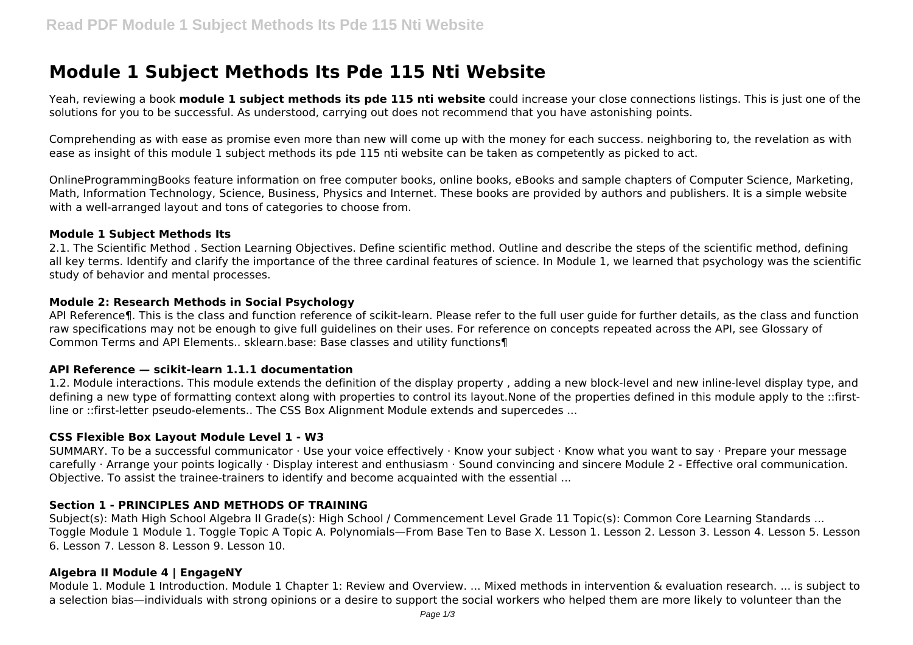# Module 1 Subject Methods Its Pde 115 Nti Website

Yeah, reviewing a book **module 1 subject methods its pde 115 nti website** could increase your close connections listings. This is just one of the solutions for you to be successful. As understood, carrying out does not recommend that you have astonishing points.

Comprehending as with ease as promise even more than new will come up with the money for each success. neighboring to, the revelation as with ease as insight of this module 1 subject methods its pde 115 nti website can be taken as competently as picked to act.

OnlineProgrammingBooks feature information on free computer books, online books, eBooks and sample chapters of Computer Science, Marketing, Math, Information Technology, Science, Business, Physics and Internet. These books are provided by authors and publishers. It is a simple website with a well-arranged layout and tons of categories to choose from.

### Module 1 Subject Methods Its

2.1. The Scientific Method . Section Learning Objectives. Define scientific method. Outline and describe the steps of the scientific method, defining all key terms. Identify and clarify the importance of the three cardinal features of science. In Module 1, we learned that psychology was the scientific study of behavior and mental processes.

### Module 2: Research Methods in Social Psychology

API Reference¶. This is the class and function reference of scikit-learn. Please refer to the full user guide for further details, as the class and function raw specifications may not be enough to give full guidelines on their uses. For reference on concepts repeated across the API, see Glossary of Common Terms and API Elements.. sklearn.base: Base classes and utility functions¶

### API Reference — scikit-learn 1.1.1 documentation

1.2. Module interactions. This module extends the definition of the display property , adding a new block-level and new inline-level display type, and defining a new type of formatting context along with properties to control its layout.None of the properties defined in this module apply to the ::first-line or ::first-letter pseudo-elements.. The CSS Box Alignment Module extends and supercedes ...

### CSS Flexible Box Layout Module Level 1 - W3

SUMMARY. To be a successful communicator · Use your voice effectively · Know your subject · Know what you want to say · Prepare your message carefully · Arrange your points logically · Display interest and enthusiasm · Sound convincing and sincere Module 2 - Effective oral communication. Objective. To assist the trainee-trainers to identify and become acquainted with the essential ...

### Section 1 - PRINCIPLES AND METHODS OF TRAINING

Subject(s): Math High School Algebra II Grade(s): High School / Commencement Level Grade 11 Topic(s): Common Core Learning Standards ... Toggle Module 1 Module 1. Toggle Topic A Topic A. Polynomials—From Base Ten to Base X. Lesson 1. Lesson 2. Lesson 3. Lesson 4. Lesson 5. Lesson 6. Lesson 7. Lesson 8. Lesson 9. Lesson 10.

### Algebra II Module 4 | EngageNY

Module 1. Module 1 Introduction. Module 1 Chapter 1: Review and Overview. ... Mixed methods in intervention & evaluation research. ... is subject to a selection bias—individuals with strong opinions or a desire to support the social workers who helped them are more likely to volunteer than the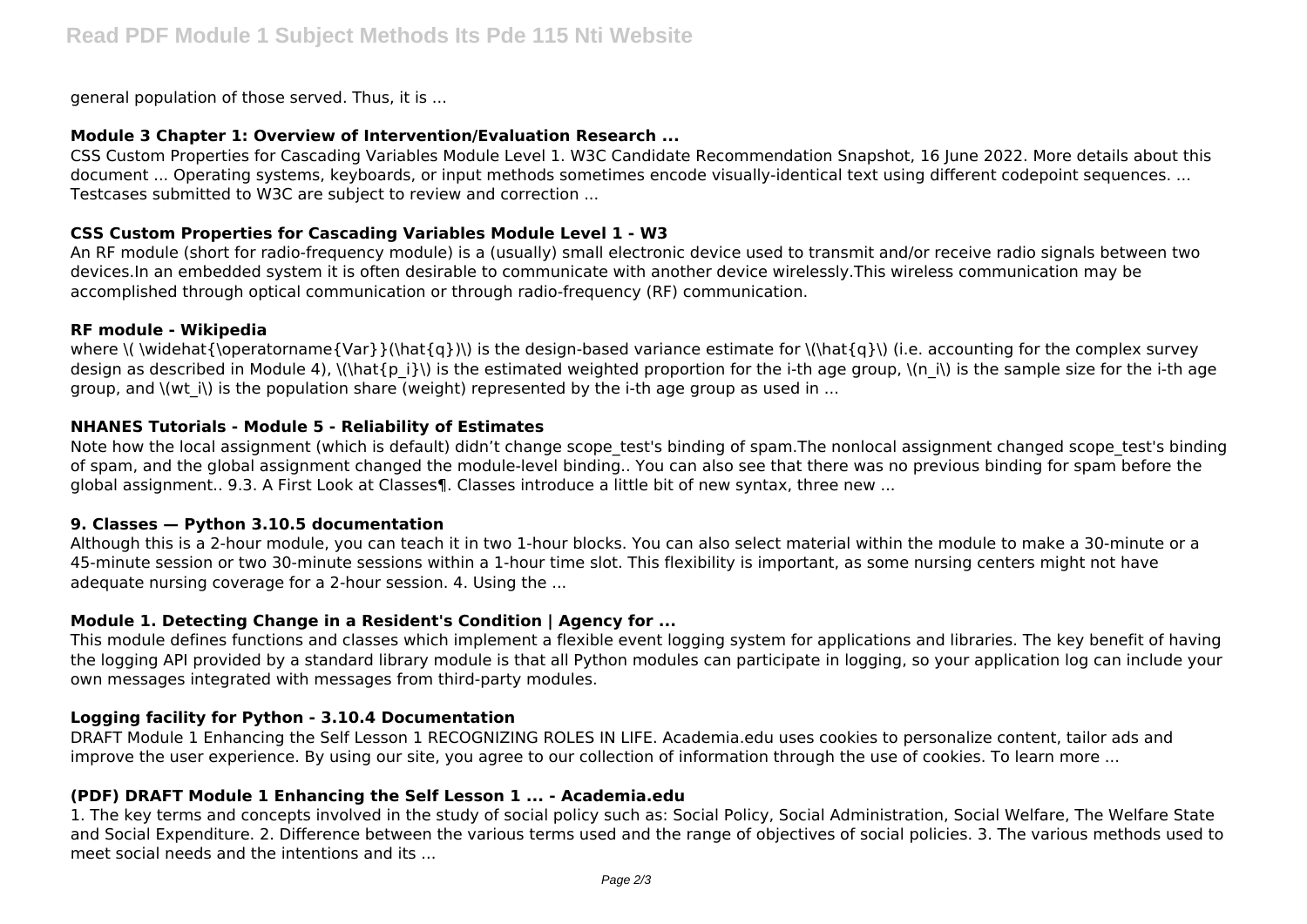general population of those served. Thus, it is ...

#### Module 3 Chapter 1: Overview of Intervention/Evaluation Research ...

CSS Custom Properties for Cascading Variables Module Level 1. W3C Candidate Recommendation Snapshot, 16 June 2022. More details about this document ... Operating systems, keyboards, or input methods sometimes encode visually-identical text using different codepoint sequences. ... Testcases submitted to W3C are subject to review and correction ...

#### CSS Custom Properties for Cascading Variables Module Level 1 - W3

An RF module (short for radio-frequency module) is a (usually) small electronic device used to transmit and/or receive radio signals between two devices.In an embedded system it is often desirable to communicate with another device wirelessly.This wireless communication may be accomplished through optical communication or through radio-frequency (RF) communication.

#### RF module - Wikipedia

where $\widehat{\operatorname{Var}}(\hat{q})$ is the design-based variance estimate for $\hat{q}$ (i.e. accounting for the complex survey design as described in Module 4), $\hat{p_i}$ is the estimated weighted proportion for the i-th age group, $n_i$ is the sample size for the i-th age group, and $wt_i$ is the population share (weight) represented by the i-th age group as used in ...

#### NHANES Tutorials - Module 5 - Reliability of Estimates

Note how the local assignment (which is default) didn't change scope_test's binding of spam.The nonlocal assignment changed scope_test's binding of spam, and the global assignment changed the module-level binding.. You can also see that there was no previous binding for spam before the global assignment.. 9.3. A First Look at Classes¶. Classes introduce a little bit of new syntax, three new ...

#### 9. Classes — Python 3.10.5 documentation

Although this is a 2-hour module, you can teach it in two 1-hour blocks. You can also select material within the module to make a 30-minute or a 45-minute session or two 30-minute sessions within a 1-hour time slot. This flexibility is important, as some nursing centers might not have adequate nursing coverage for a 2-hour session. 4. Using the ...

#### Module 1. Detecting Change in a Resident's Condition | Agency for ...

This module defines functions and classes which implement a flexible event logging system for applications and libraries. The key benefit of having the logging API provided by a standard library module is that all Python modules can participate in logging, so your application log can include your own messages integrated with messages from third-party modules.

#### Logging facility for Python - 3.10.4 Documentation

DRAFT Module 1 Enhancing the Self Lesson 1 RECOGNIZING ROLES IN LIFE. Academia.edu uses cookies to personalize content, tailor ads and improve the user experience. By using our site, you agree to our collection of information through the use of cookies. To learn more ...

#### (PDF) DRAFT Module 1 Enhancing the Self Lesson 1 ... - Academia.edu

1. The key terms and concepts involved in the study of social policy such as: Social Policy, Social Administration, Social Welfare, The Welfare State and Social Expenditure. 2. Difference between the various terms used and the range of objectives of social policies. 3. The various methods used to meet social needs and the intentions and its ...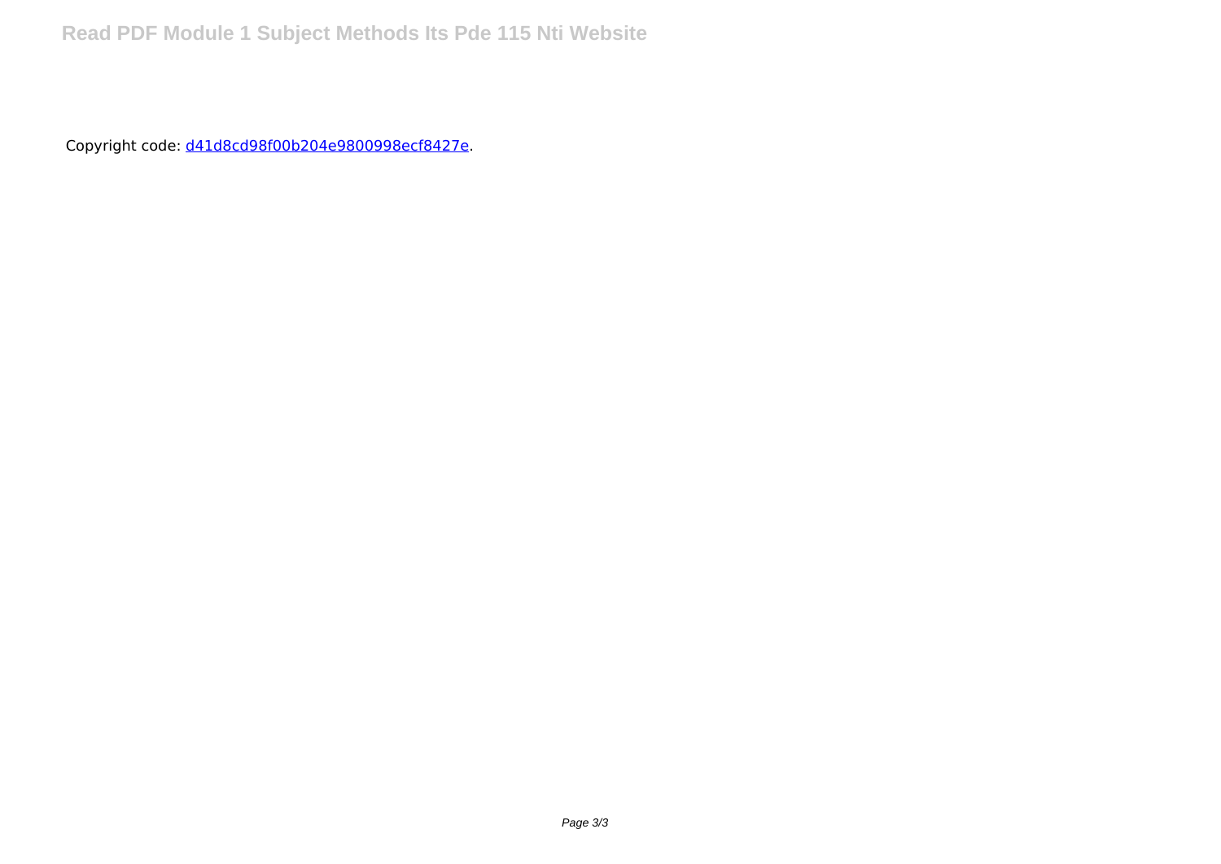Copyright code: d41d8cd98f00b204e9800998ecf8427e.